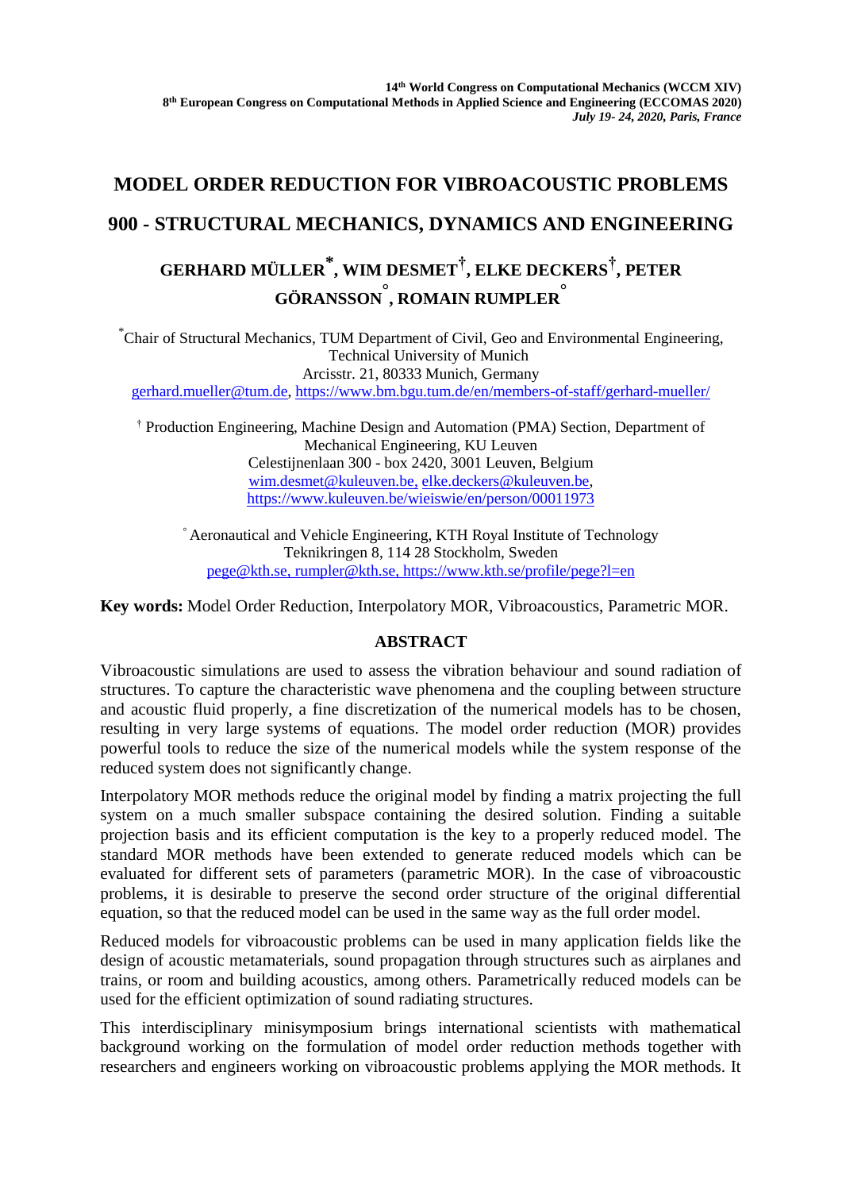14th World Congress on Computational Mechanics (WCCM XIV)
8th European Congress on Computational Methods in Applied Science and Engineering (ECCOMAS 2020)
*July 19- 24, 2020, Paris, France*

# MODEL ORDER REDUCTION FOR VIBROACOUSTIC PROBLEMS

# 900 - STRUCTURAL MECHANICS, DYNAMICS AND ENGINEERING

**GERHARD MÜLLER[*], WIM DESMET[†], ELKE DECKERS[†], PETER GÖRANSSON[°], ROMAIN RUMPLER[°]**

[*] Chair of Structural Mechanics, TUM Department of Civil, Geo and Environmental Engineering, Technical University of Munich
Arcisstr. 21, 80333 Munich, Germany
gerhard.mueller@tum.de, https://www.bm.bgu.tum.de/en/members-of-staff/gerhard-mueller/

[†] Production Engineering, Machine Design and Automation (PMA) Section, Department of Mechanical Engineering, KU Leuven
Celestijnenlaan 300 - box 2420, 3001 Leuven, Belgium
wim.desmet@kuleuven.be, elke.deckers@kuleuven.be,
https://www.kuleuven.be/wieiswie/en/person/00011973

[°] Aeronautical and Vehicle Engineering, KTH Royal Institute of Technology
Teknikringen 8, 114 28 Stockholm, Sweden
pege@kth.se, rumpler@kth.se, https://www.kth.se/profile/pege?l=en

**Key words:** Model Order Reduction, Interpolatory MOR, Vibroacoustics, Parametric MOR.

## ABSTRACT

Vibroacoustic simulations are used to assess the vibration behaviour and sound radiation of structures. To capture the characteristic wave phenomena and the coupling between structure and acoustic fluid properly, a fine discretization of the numerical models has to be chosen, resulting in very large systems of equations. The model order reduction (MOR) provides powerful tools to reduce the size of the numerical models while the system response of the reduced system does not significantly change.

Interpolatory MOR methods reduce the original model by finding a matrix projecting the full system on a much smaller subspace containing the desired solution. Finding a suitable projection basis and its efficient computation is the key to a properly reduced model. The standard MOR methods have been extended to generate reduced models which can be evaluated for different sets of parameters (parametric MOR). In the case of vibroacoustic problems, it is desirable to preserve the second order structure of the original differential equation, so that the reduced model can be used in the same way as the full order model.

Reduced models for vibroacoustic problems can be used in many application fields like the design of acoustic metamaterials, sound propagation through structures such as airplanes and trains, or room and building acoustics, among others. Parametrically reduced models can be used for the efficient optimization of sound radiating structures.

This interdisciplinary minisymposium brings international scientists with mathematical background working on the formulation of model order reduction methods together with researchers and engineers working on vibroacoustic problems applying the MOR methods. It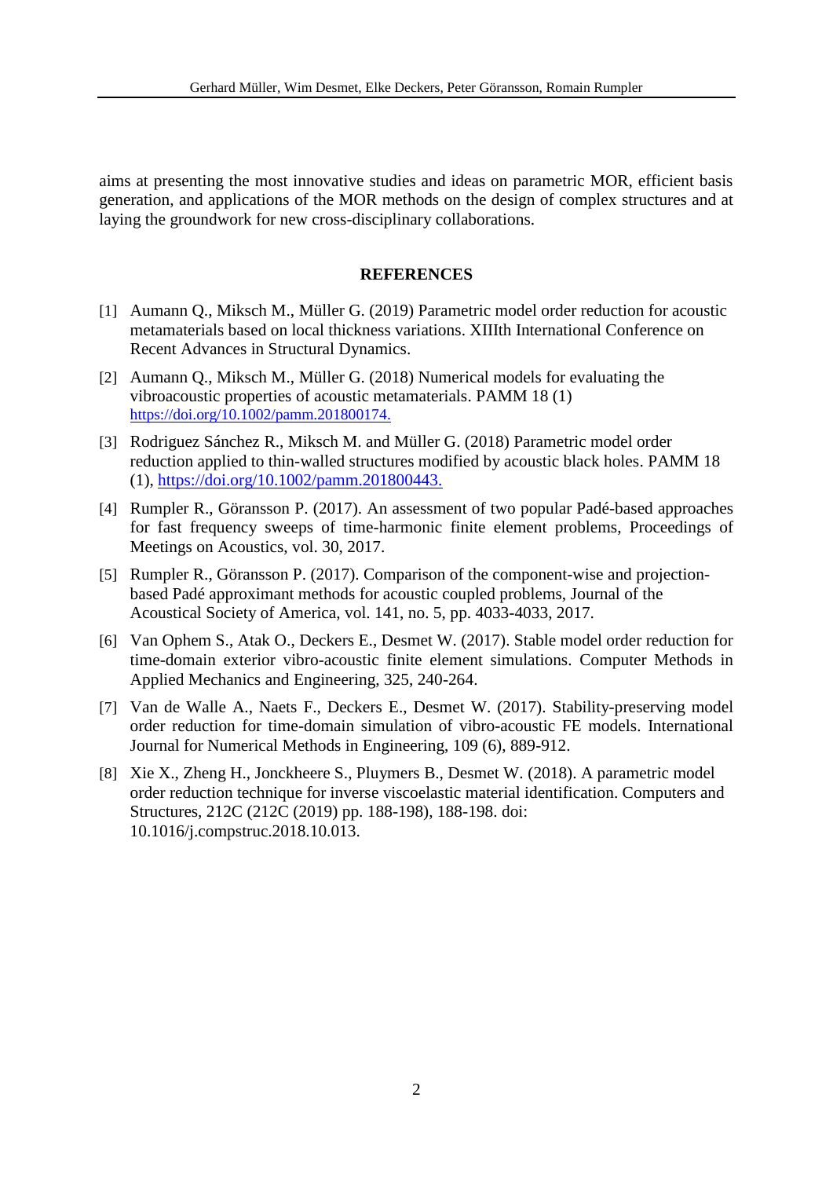aims at presenting the most innovative studies and ideas on parametric MOR, efficient basis generation, and applications of the MOR methods on the design of complex structures and at laying the groundwork for new cross-disciplinary collaborations.

## REFERENCES

[1] Aumann Q., Miksch M., Müller G. (2019) Parametric model order reduction for acoustic metamaterials based on local thickness variations. XIIIth International Conference on Recent Advances in Structural Dynamics.

[2] Aumann Q., Miksch M., Müller G. (2018) Numerical models for evaluating the vibroacoustic properties of acoustic metamaterials. PAMM 18 (1) https://doi.org/10.1002/pamm.201800174.

[3] Rodriguez Sánchez R., Miksch M. and Müller G. (2018) Parametric model order reduction applied to thin-walled structures modified by acoustic black holes. PAMM 18 (1), https://doi.org/10.1002/pamm.201800443.

[4] Rumpler R., Göransson P. (2017). An assessment of two popular Padé-based approaches for fast frequency sweeps of time-harmonic finite element problems, Proceedings of Meetings on Acoustics, vol. 30, 2017.

[5] Rumpler R., Göransson P. (2017). Comparison of the component-wise and projection-based Padé approximant methods for acoustic coupled problems, Journal of the Acoustical Society of America, vol. 141, no. 5, pp. 4033-4033, 2017.

[6] Van Ophem S., Atak O., Deckers E., Desmet W. (2017). Stable model order reduction for time-domain exterior vibro-acoustic finite element simulations. Computer Methods in Applied Mechanics and Engineering, 325, 240-264.

[7] Van de Walle A., Naets F., Deckers E., Desmet W. (2017). Stability-preserving model order reduction for time-domain simulation of vibro-acoustic FE models. International Journal for Numerical Methods in Engineering, 109 (6), 889-912.

[8] Xie X., Zheng H., Jonckheere S., Pluymers B., Desmet W. (2018). A parametric model order reduction technique for inverse viscoelastic material identification. Computers and Structures, 212C (212C (2019) pp. 188-198), 188-198. doi: 10.1016/j.compstruc.2018.10.013.